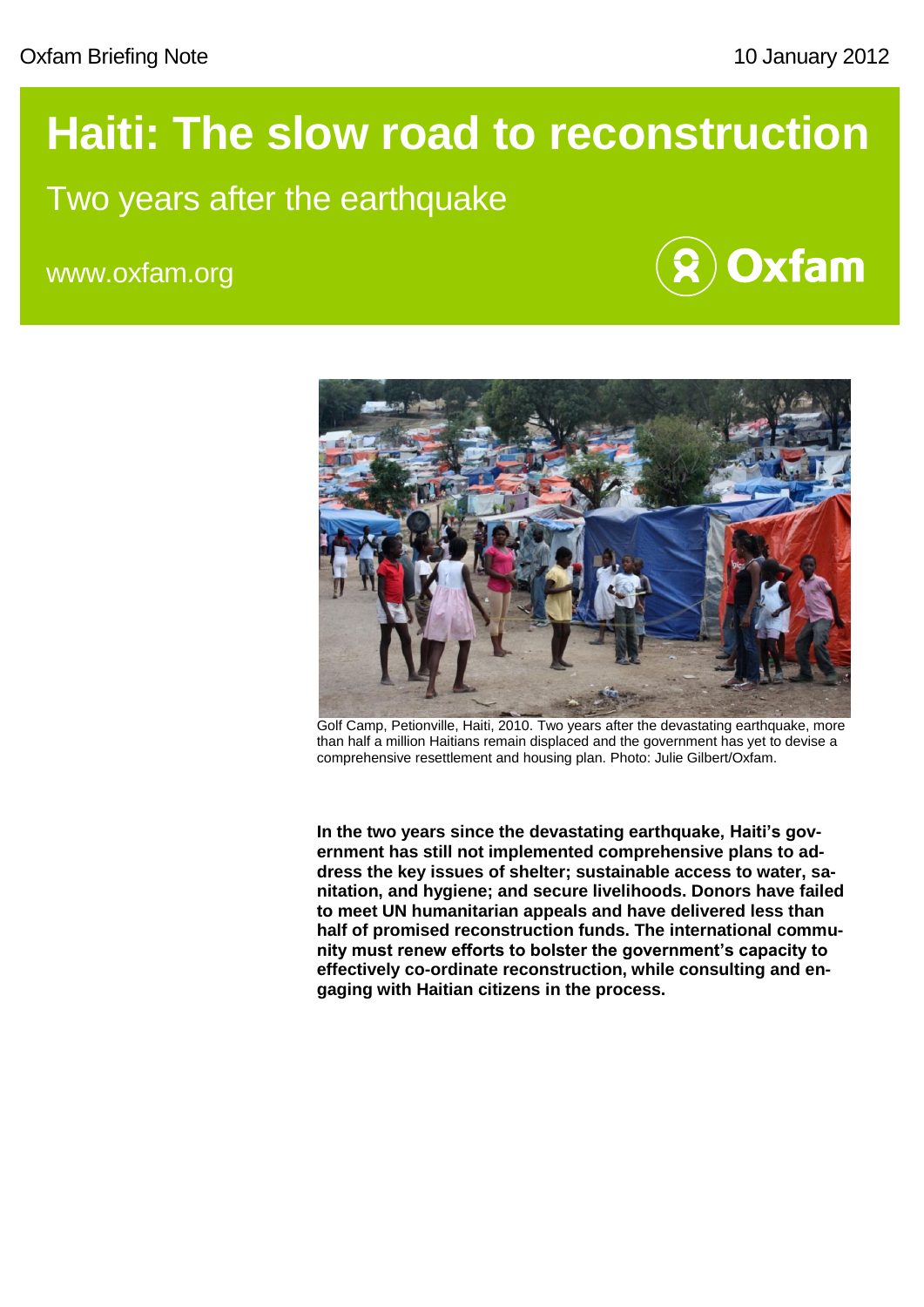Oxfam Briefing Note

10 January 2012

# Haiti: The slow road to reconstruction

## Two years after the earthquake

www.oxfam.org

Golf Camp, Petionville, Haiti, 2010. Two years after the devastating earthquake, more than half a million Haitians remain displaced and the government has yet to devise a comprehensive resettlement and housing plan. Photo: Julie Gilbert/Oxfam.

**In the two years since the devastating earthquake, Haiti's government has still not implemented comprehensive plans to address the key issues of shelter; sustainable access to water, sanitation, and hygiene; and secure livelihoods. Donors have failed to meet UN humanitarian appeals and have delivered less than half of promised reconstruction funds. The international community must renew efforts to bolster the government's capacity to effectively co-ordinate reconstruction, while consulting and engaging with Haitian citizens in the process.**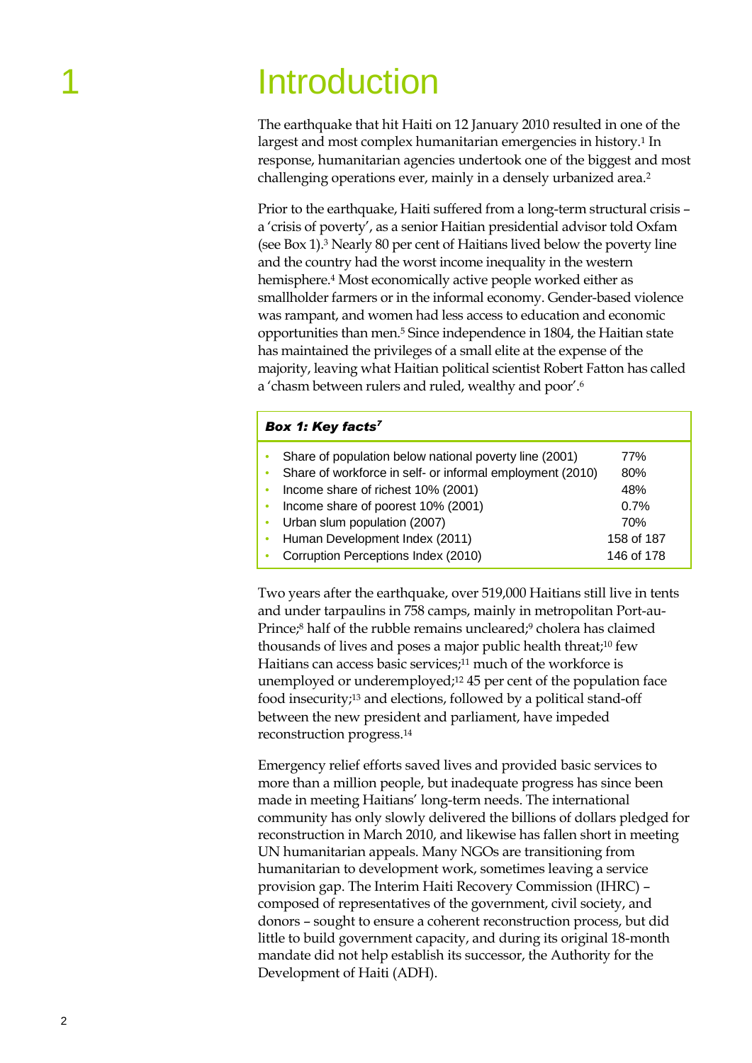# 1 Introduction

The earthquake that hit Haiti on 12 January 2010 resulted in one of the largest and most complex humanitarian emergencies in history.[1] In response, humanitarian agencies undertook one of the biggest and most challenging operations ever, mainly in a densely urbanized area.[2]

Prior to the earthquake, Haiti suffered from a long-term structural crisis – a 'crisis of poverty', as a senior Haitian presidential advisor told Oxfam (see Box 1).[3] Nearly 80 per cent of Haitians lived below the poverty line and the country had the worst income inequality in the western hemisphere.[4] Most economically active people worked either as smallholder farmers or in the informal economy. Gender-based violence was rampant, and women had less access to education and economic opportunities than men.[5] Since independence in 1804, the Haitian state has maintained the privileges of a small elite at the expense of the majority, leaving what Haitian political scientist Robert Fatton has called a 'chasm between rulers and ruled, wealthy and poor'.[6]

**Box 1: Key facts**[7]

| | |
|---|---|
| Share of population below national poverty line (2001) | 77% |
| Share of workforce in self- or informal employment (2010) | 80% |
| Income share of richest 10% (2001) | 48% |
| Income share of poorest 10% (2001) | 0.7% |
| Urban slum population (2007) | 70% |
| Human Development Index (2011) | 158 of 187 |
| Corruption Perceptions Index (2010) | 146 of 178 |

Two years after the earthquake, over 519,000 Haitians still live in tents and under tarpaulins in 758 camps, mainly in metropolitan Port-au-Prince;[8] half of the rubble remains uncleared;[9] cholera has claimed thousands of lives and poses a major public health threat;[10] few Haitians can access basic services;[11] much of the workforce is unemployed or underemployed;[12] 45 per cent of the population face food insecurity;[13] and elections, followed by a political stand-off between the new president and parliament, have impeded reconstruction progress.[14]

Emergency relief efforts saved lives and provided basic services to more than a million people, but inadequate progress has since been made in meeting Haitians' long-term needs. The international community has only slowly delivered the billions of dollars pledged for reconstruction in March 2010, and likewise has fallen short in meeting UN humanitarian appeals. Many NGOs are transitioning from humanitarian to development work, sometimes leaving a service provision gap. The Interim Haiti Recovery Commission (IHRC) – composed of representatives of the government, civil society, and donors – sought to ensure a coherent reconstruction process, but did little to build government capacity, and during its original 18-month mandate did not help establish its successor, the Authority for the Development of Haiti (ADH).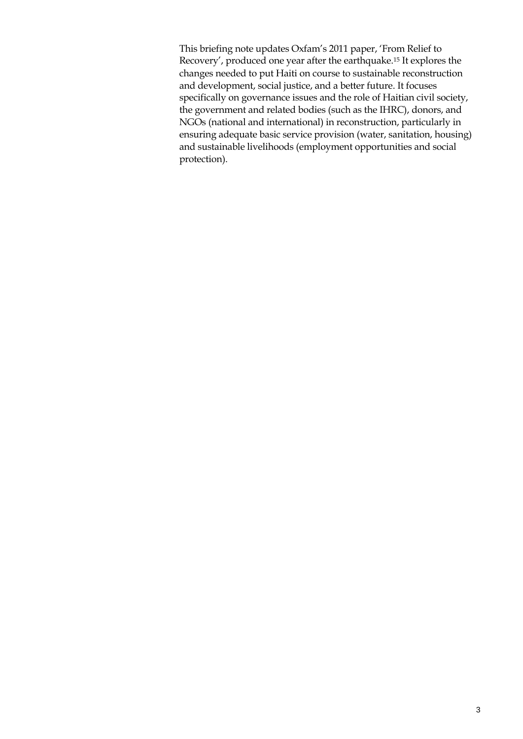This briefing note updates Oxfam's 2011 paper, 'From Relief to Recovery', produced one year after the earthquake.[15] It explores the changes needed to put Haiti on course to sustainable reconstruction and development, social justice, and a better future. It focuses specifically on governance issues and the role of Haitian civil society, the government and related bodies (such as the IHRC), donors, and NGOs (national and international) in reconstruction, particularly in ensuring adequate basic service provision (water, sanitation, housing) and sustainable livelihoods (employment opportunities and social protection).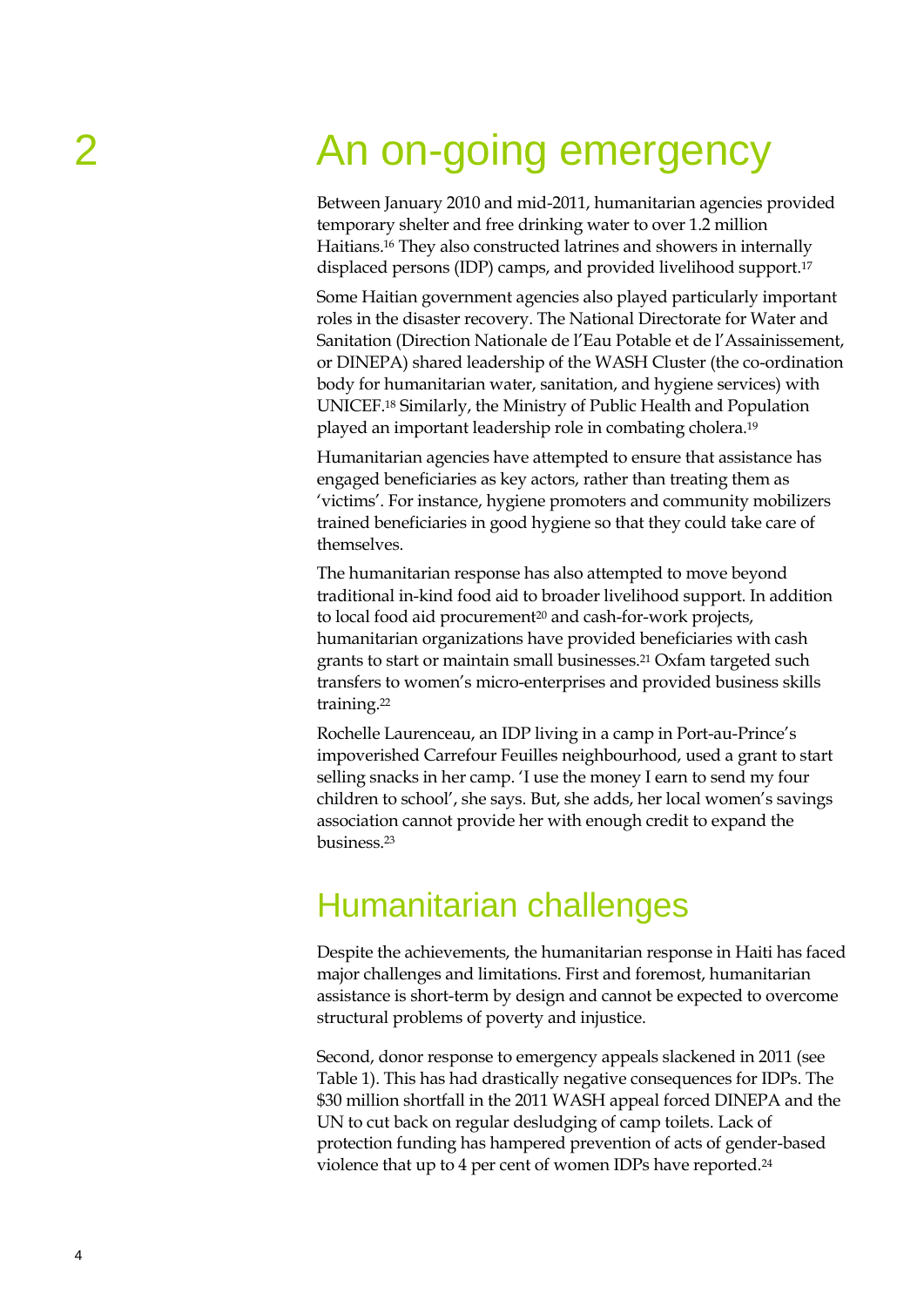# 2 An on-going emergency

Between January 2010 and mid-2011, humanitarian agencies provided temporary shelter and free drinking water to over 1.2 million Haitians.[16] They also constructed latrines and showers in internally displaced persons (IDP) camps, and provided livelihood support.[17]

Some Haitian government agencies also played particularly important roles in the disaster recovery. The National Directorate for Water and Sanitation (Direction Nationale de l'Eau Potable et de l'Assainissement, or DINEPA) shared leadership of the WASH Cluster (the co-ordination body for humanitarian water, sanitation, and hygiene services) with UNICEF.[18] Similarly, the Ministry of Public Health and Population played an important leadership role in combating cholera.[19]

Humanitarian agencies have attempted to ensure that assistance has engaged beneficiaries as key actors, rather than treating them as 'victims'. For instance, hygiene promoters and community mobilizers trained beneficiaries in good hygiene so that they could take care of themselves.

The humanitarian response has also attempted to move beyond traditional in-kind food aid to broader livelihood support. In addition to local food aid procurement[20] and cash-for-work projects, humanitarian organizations have provided beneficiaries with cash grants to start or maintain small businesses.[21] Oxfam targeted such transfers to women's micro-enterprises and provided business skills training.[22]

Rochelle Laurenceau, an IDP living in a camp in Port-au-Prince's impoverished Carrefour Feuilles neighbourhood, used a grant to start selling snacks in her camp. 'I use the money I earn to send my four children to school', she says. But, she adds, her local women's savings association cannot provide her with enough credit to expand the business.[23]

## Humanitarian challenges

Despite the achievements, the humanitarian response in Haiti has faced major challenges and limitations. First and foremost, humanitarian assistance is short-term by design and cannot be expected to overcome structural problems of poverty and injustice.

Second, donor response to emergency appeals slackened in 2011 (see Table 1). This has had drastically negative consequences for IDPs. The $30 million shortfall in the 2011 WASH appeal forced DINEPA and the UN to cut back on regular desludging of camp toilets. Lack of protection funding has hampered prevention of acts of gender-based violence that up to 4 per cent of women IDPs have reported.[24]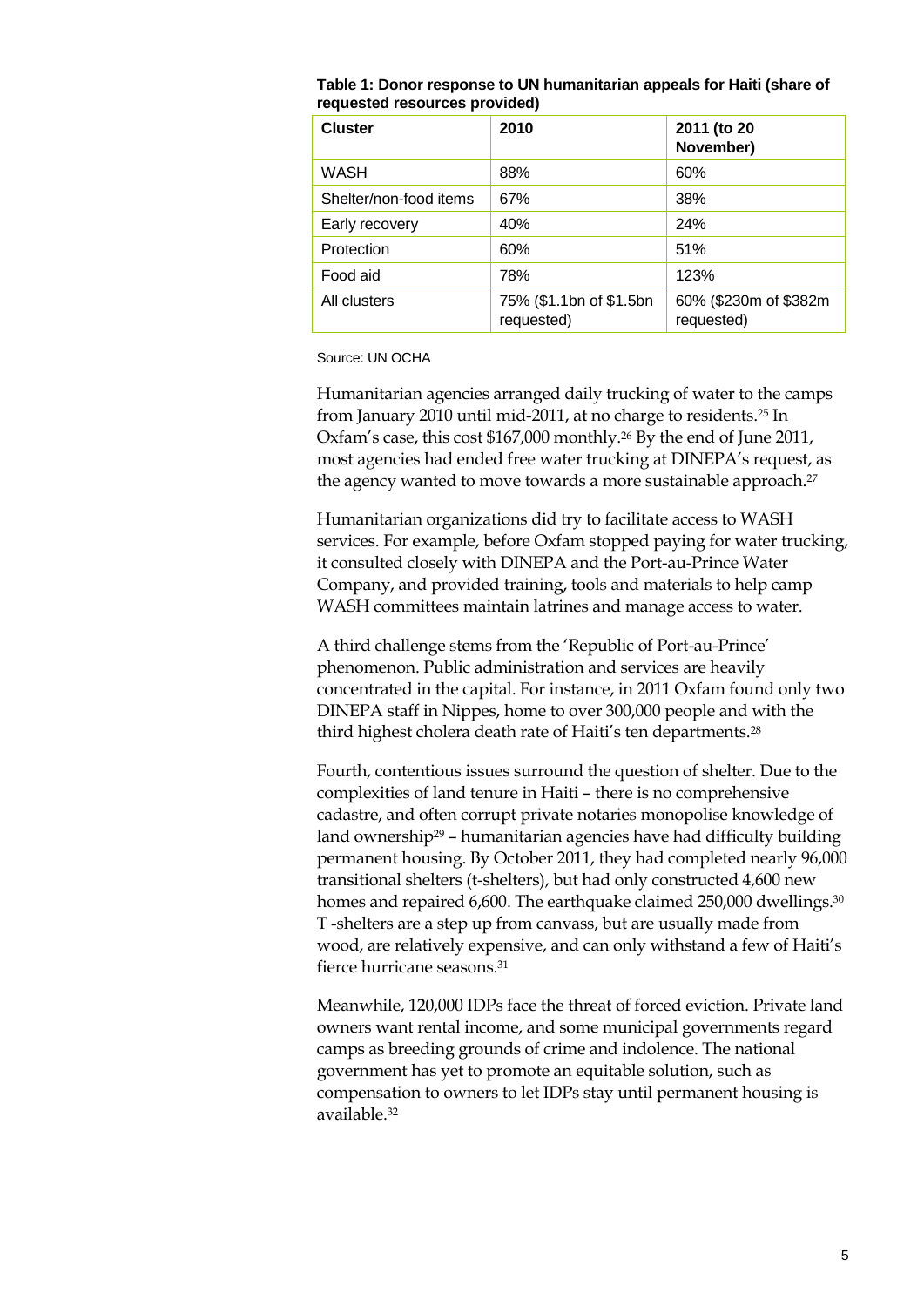**Table 1: Donor response to UN humanitarian appeals for Haiti (share of requested resources provided)**

| Cluster | 2010 | 2011 (to 20 November) |
|---|---|---|
| WASH | 88% | 60% |
| Shelter/non-food items | 67% | 38% |
| Early recovery | 40% | 24% |
| Protection | 60% | 51% |
| Food aid | 78% | 123% |
| All clusters | 75% ($1.1bn of $1.5bn requested) | 60% ($230m of $382m requested) |

Source: UN OCHA

Humanitarian agencies arranged daily trucking of water to the camps from January 2010 until mid-2011, at no charge to residents.[25] In Oxfam's case, this cost $167,000 monthly.[26] By the end of June 2011, most agencies had ended free water trucking at DINEPA's request, as the agency wanted to move towards a more sustainable approach.[27]

Humanitarian organizations did try to facilitate access to WASH services. For example, before Oxfam stopped paying for water trucking, it consulted closely with DINEPA and the Port-au-Prince Water Company, and provided training, tools and materials to help camp WASH committees maintain latrines and manage access to water.

A third challenge stems from the 'Republic of Port-au-Prince' phenomenon. Public administration and services are heavily concentrated in the capital. For instance, in 2011 Oxfam found only two DINEPA staff in Nippes, home to over 300,000 people and with the third highest cholera death rate of Haiti's ten departments.[28]

Fourth, contentious issues surround the question of shelter. Due to the complexities of land tenure in Haiti – there is no comprehensive cadastre, and often corrupt private notaries monopolise knowledge of land ownership[29] – humanitarian agencies have had difficulty building permanent housing. By October 2011, they had completed nearly 96,000 transitional shelters (t-shelters), but had only constructed 4,600 new homes and repaired 6,600. The earthquake claimed 250,000 dwellings.[30] T -shelters are a step up from canvass, but are usually made from wood, are relatively expensive, and can only withstand a few of Haiti's fierce hurricane seasons.[31]

Meanwhile, 120,000 IDPs face the threat of forced eviction. Private land owners want rental income, and some municipal governments regard camps as breeding grounds of crime and indolence. The national government has yet to promote an equitable solution, such as compensation to owners to let IDPs stay until permanent housing is available.[32]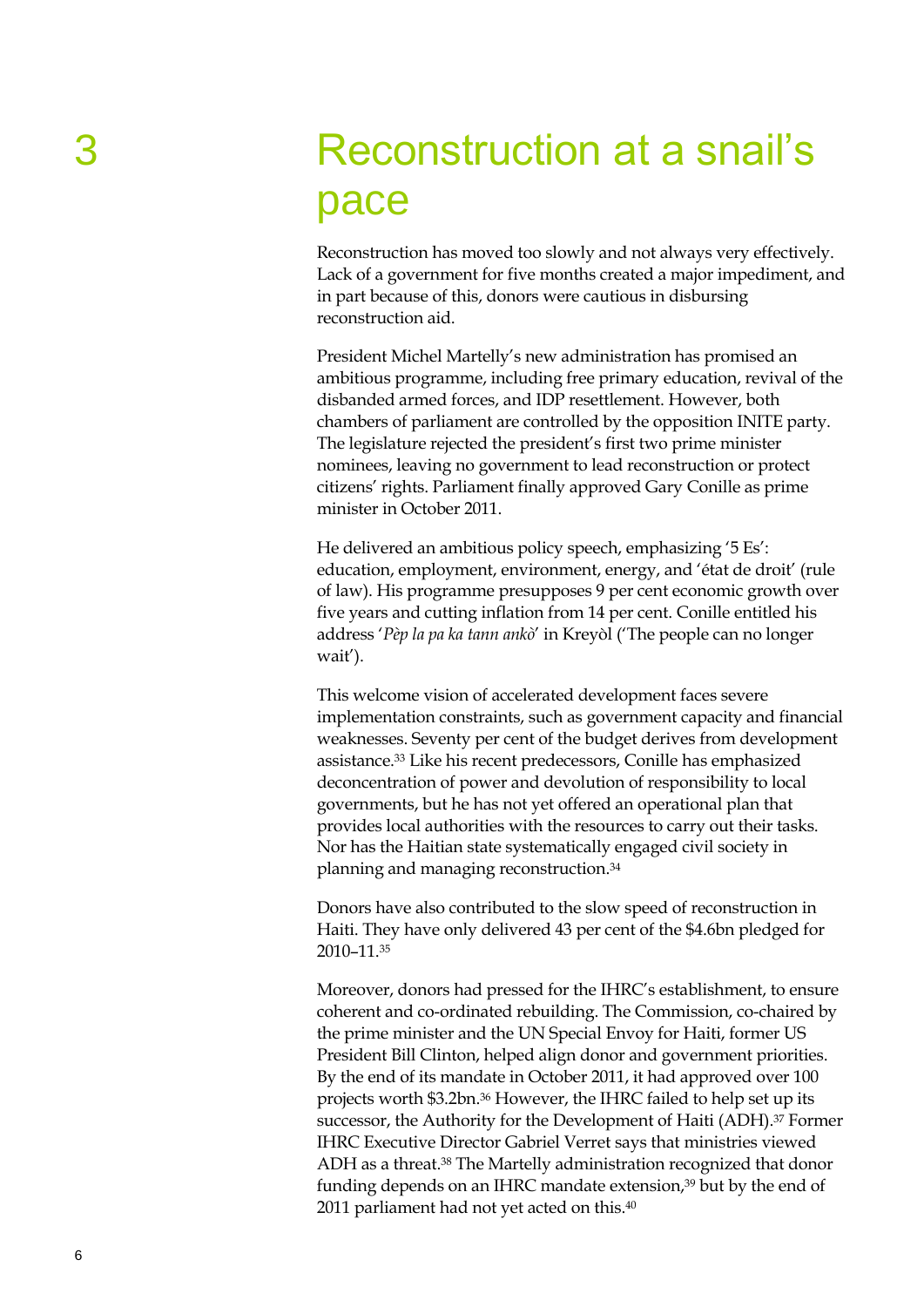# 3 Reconstruction at a snail's pace

Reconstruction has moved too slowly and not always very effectively. Lack of a government for five months created a major impediment, and in part because of this, donors were cautious in disbursing reconstruction aid.

President Michel Martelly's new administration has promised an ambitious programme, including free primary education, revival of the disbanded armed forces, and IDP resettlement. However, both chambers of parliament are controlled by the opposition INITE party. The legislature rejected the president's first two prime minister nominees, leaving no government to lead reconstruction or protect citizens' rights. Parliament finally approved Gary Conille as prime minister in October 2011.

He delivered an ambitious policy speech, emphasizing '5 Es': education, employment, environment, energy, and 'état de droit' (rule of law). His programme presupposes 9 per cent economic growth over five years and cutting inflation from 14 per cent. Conille entitled his address '*Pèp la pa ka tann ankò*' in Kreyòl ('The people can no longer wait').

This welcome vision of accelerated development faces severe implementation constraints, such as government capacity and financial weaknesses. Seventy per cent of the budget derives from development assistance.[33] Like his recent predecessors, Conille has emphasized deconcentration of power and devolution of responsibility to local governments, but he has not yet offered an operational plan that provides local authorities with the resources to carry out their tasks. Nor has the Haitian state systematically engaged civil society in planning and managing reconstruction.[34]

Donors have also contributed to the slow speed of reconstruction in Haiti. They have only delivered 43 per cent of the $4.6bn pledged for 2010–11.[35]

Moreover, donors had pressed for the IHRC's establishment, to ensure coherent and co-ordinated rebuilding. The Commission, co-chaired by the prime minister and the UN Special Envoy for Haiti, former US President Bill Clinton, helped align donor and government priorities. By the end of its mandate in October 2011, it had approved over 100 projects worth $3.2bn.[36] However, the IHRC failed to help set up its successor, the Authority for the Development of Haiti (ADH).[37] Former IHRC Executive Director Gabriel Verret says that ministries viewed ADH as a threat.[38] The Martelly administration recognized that donor funding depends on an IHRC mandate extension,[39] but by the end of 2011 parliament had not yet acted on this.[40]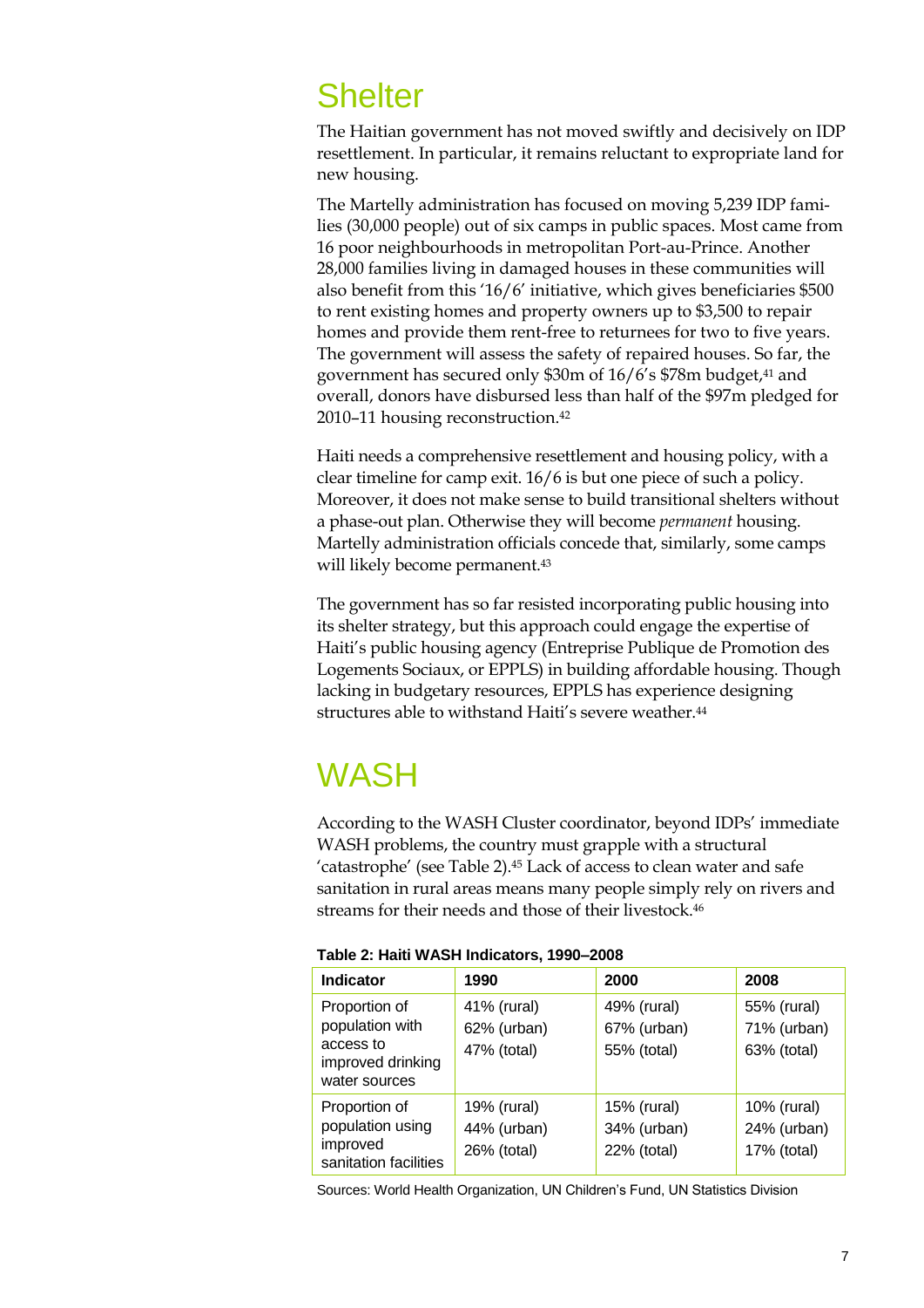## Shelter

The Haitian government has not moved swiftly and decisively on IDP resettlement. In particular, it remains reluctant to expropriate land for new housing.

The Martelly administration has focused on moving 5,239 IDP families (30,000 people) out of six camps in public spaces. Most came from 16 poor neighbourhoods in metropolitan Port-au-Prince. Another 28,000 families living in damaged houses in these communities will also benefit from this '16/6' initiative, which gives beneficiaries $500 to rent existing homes and property owners up to $3,500 to repair homes and provide them rent-free to returnees for two to five years. The government will assess the safety of repaired houses. So far, the government has secured only $30m of 16/6's $78m budget,[41] and overall, donors have disbursed less than half of the $97m pledged for 2010–11 housing reconstruction.[42]

Haiti needs a comprehensive resettlement and housing policy, with a clear timeline for camp exit. 16/6 is but one piece of such a policy. Moreover, it does not make sense to build transitional shelters without a phase-out plan. Otherwise they will become *permanent* housing. Martelly administration officials concede that, similarly, some camps will likely become permanent.[43]

The government has so far resisted incorporating public housing into its shelter strategy, but this approach could engage the expertise of Haiti's public housing agency (Entreprise Publique de Promotion des Logements Sociaux, or EPPLS) in building affordable housing. Though lacking in budgetary resources, EPPLS has experience designing structures able to withstand Haiti's severe weather.[44]

## WASH

According to the WASH Cluster coordinator, beyond IDPs' immediate WASH problems, the country must grapple with a structural 'catastrophe' (see Table 2).[45] Lack of access to clean water and safe sanitation in rural areas means many people simply rely on rivers and streams for their needs and those of their livestock.[46]

**Table 2: Haiti WASH Indicators, 1990–2008**

| Indicator | 1990 | 2000 | 2008 |
|---|---|---|---|
| Proportion of population with access to improved drinking water sources | 41% (rural)<br>62% (urban)<br>47% (total) | 49% (rural)<br>67% (urban)<br>55% (total) | 55% (rural)<br>71% (urban)<br>63% (total) |
| Proportion of population using improved sanitation facilities | 19% (rural)<br>44% (urban)<br>26% (total) | 15% (rural)<br>34% (urban)<br>22% (total) | 10% (rural)<br>24% (urban)<br>17% (total) |

Sources: World Health Organization, UN Children's Fund, UN Statistics Division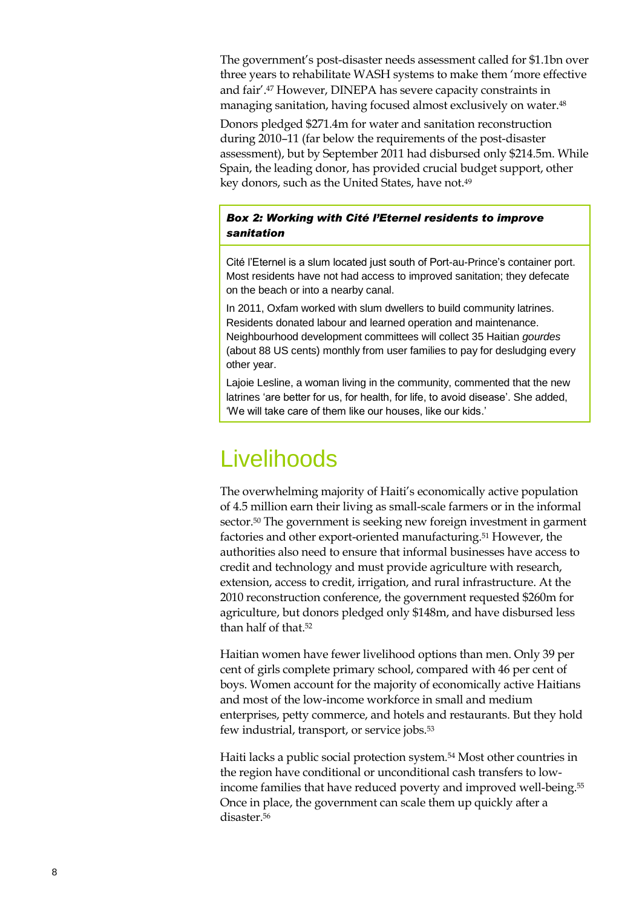The government's post-disaster needs assessment called for $1.1bn over three years to rehabilitate WASH systems to make them 'more effective and fair'.[47] However, DINEPA has severe capacity constraints in managing sanitation, having focused almost exclusively on water.[48]

Donors pledged $271.4m for water and sanitation reconstruction during 2010–11 (far below the requirements of the post-disaster assessment), but by September 2011 had disbursed only $214.5m. While Spain, the leading donor, has provided crucial budget support, other key donors, such as the United States, have not.[49]

> ***Box 2: Working with Cité l'Eternel residents to improve sanitation***
>
> Cité l'Eternel is a slum located just south of Port-au-Prince's container port. Most residents have not had access to improved sanitation; they defecate on the beach or into a nearby canal.
>
> In 2011, Oxfam worked with slum dwellers to build community latrines. Residents donated labour and learned operation and maintenance. Neighbourhood development committees will collect 35 Haitian *gourdes* (about 88 US cents) monthly from user families to pay for desludging every other year.
>
> Lajoie Lesline, a woman living in the community, commented that the new latrines 'are better for us, for health, for life, to avoid disease'. She added, 'We will take care of them like our houses, like our kids.'

# Livelihoods

The overwhelming majority of Haiti's economically active population of 4.5 million earn their living as small-scale farmers or in the informal sector.[50] The government is seeking new foreign investment in garment factories and other export-oriented manufacturing.[51] However, the authorities also need to ensure that informal businesses have access to credit and technology and must provide agriculture with research, extension, access to credit, irrigation, and rural infrastructure. At the 2010 reconstruction conference, the government requested $260m for agriculture, but donors pledged only $148m, and have disbursed less than half of that.[52]

Haitian women have fewer livelihood options than men. Only 39 per cent of girls complete primary school, compared with 46 per cent of boys. Women account for the majority of economically active Haitians and most of the low-income workforce in small and medium enterprises, petty commerce, and hotels and restaurants. But they hold few industrial, transport, or service jobs.[53]

Haiti lacks a public social protection system.[54] Most other countries in the region have conditional or unconditional cash transfers to low-income families that have reduced poverty and improved well-being.[55] Once in place, the government can scale them up quickly after a disaster.[56]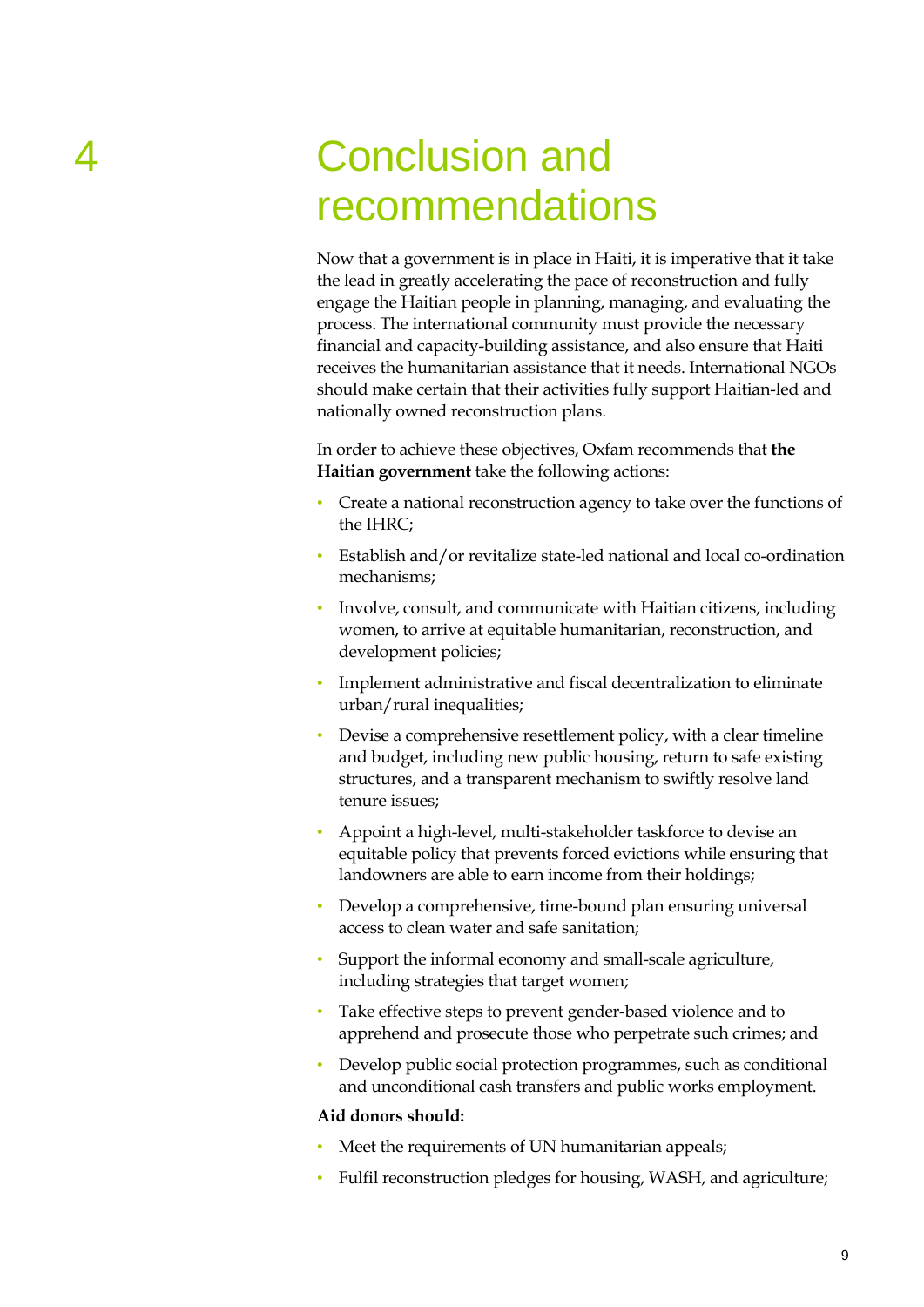# 4 Conclusion and recommendations

Now that a government is in place in Haiti, it is imperative that it take the lead in greatly accelerating the pace of reconstruction and fully engage the Haitian people in planning, managing, and evaluating the process. The international community must provide the necessary financial and capacity-building assistance, and also ensure that Haiti receives the humanitarian assistance that it needs. International NGOs should make certain that their activities fully support Haitian-led and nationally owned reconstruction plans.

In order to achieve these objectives, Oxfam recommends that **the Haitian government** take the following actions:

- Create a national reconstruction agency to take over the functions of the IHRC;
- Establish and/or revitalize state-led national and local co-ordination mechanisms;
- Involve, consult, and communicate with Haitian citizens, including women, to arrive at equitable humanitarian, reconstruction, and development policies;
- Implement administrative and fiscal decentralization to eliminate urban/rural inequalities;
- Devise a comprehensive resettlement policy, with a clear timeline and budget, including new public housing, return to safe existing structures, and a transparent mechanism to swiftly resolve land tenure issues;
- Appoint a high-level, multi-stakeholder taskforce to devise an equitable policy that prevents forced evictions while ensuring that landowners are able to earn income from their holdings;
- Develop a comprehensive, time-bound plan ensuring universal access to clean water and safe sanitation;
- Support the informal economy and small-scale agriculture, including strategies that target women;
- Take effective steps to prevent gender-based violence and to apprehend and prosecute those who perpetrate such crimes; and
- Develop public social protection programmes, such as conditional and unconditional cash transfers and public works employment.

**Aid donors should:**

- Meet the requirements of UN humanitarian appeals;
- Fulfil reconstruction pledges for housing, WASH, and agriculture;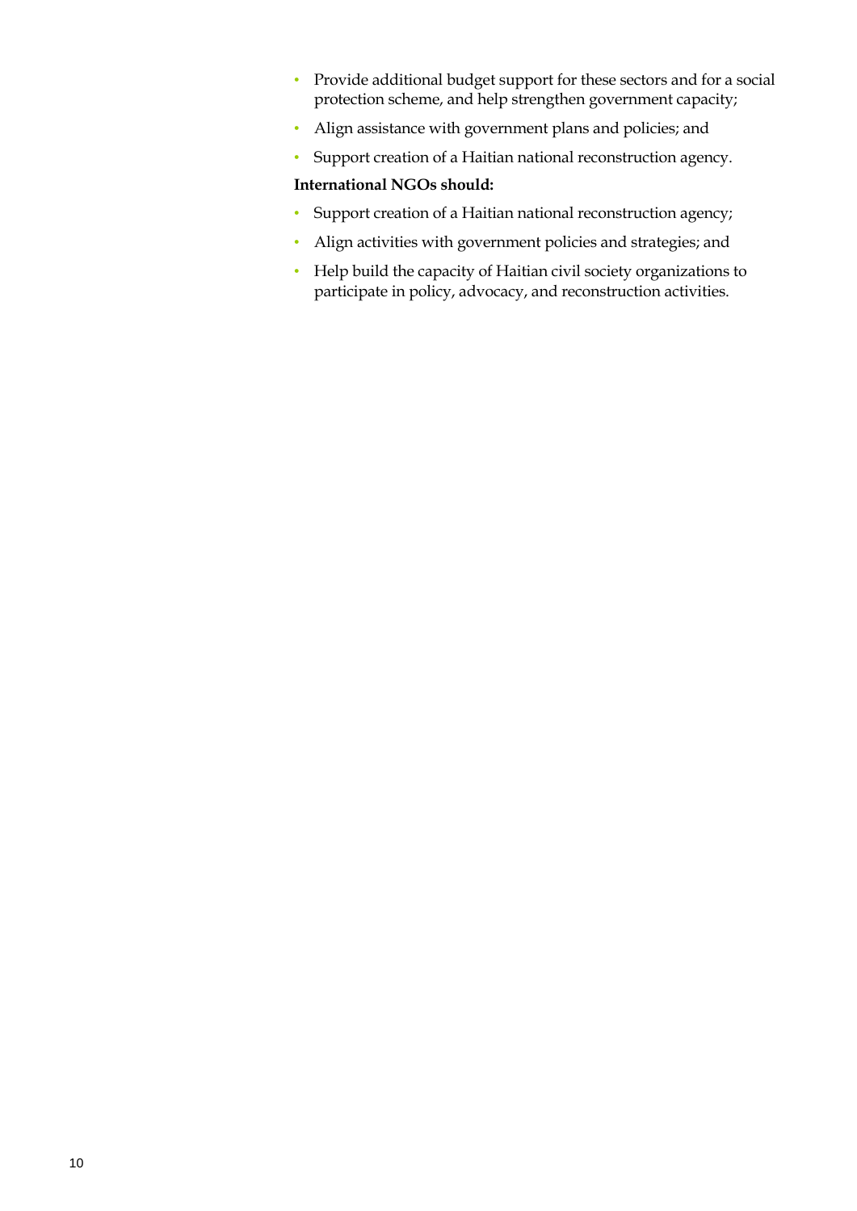- Provide additional budget support for these sectors and for a social protection scheme, and help strengthen government capacity;
- Align assistance with government plans and policies; and
- Support creation of a Haitian national reconstruction agency.

**International NGOs should:**

- Support creation of a Haitian national reconstruction agency;
- Align activities with government policies and strategies; and
- Help build the capacity of Haitian civil society organizations to participate in policy, advocacy, and reconstruction activities.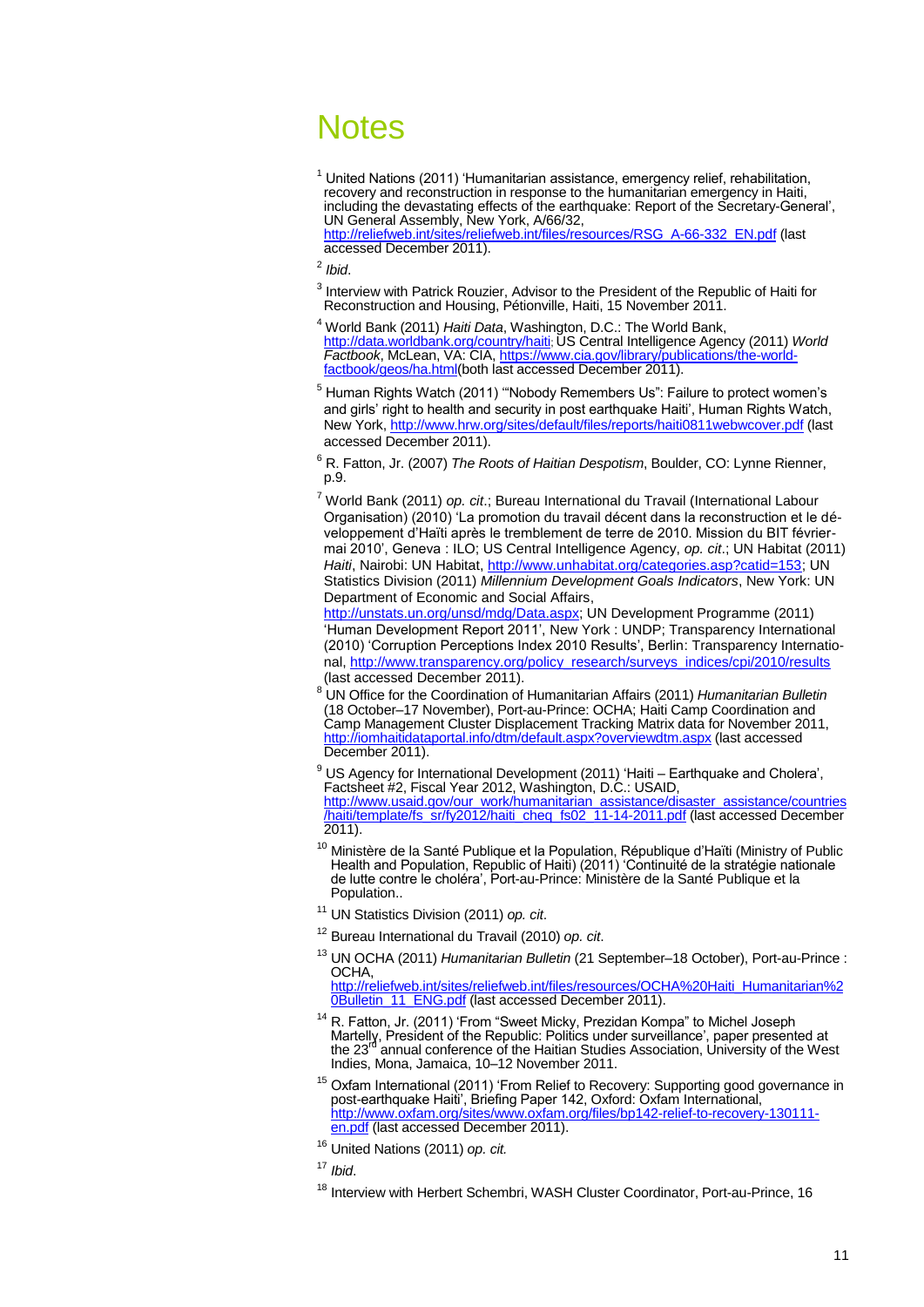# Notes

[1] United Nations (2011) 'Humanitarian assistance, emergency relief, rehabilitation, recovery and reconstruction in response to the humanitarian emergency in Haiti, including the devastating effects of the earthquake: Report of the Secretary-General', UN General Assembly, New York, A/66/32, http://reliefweb.int/sites/reliefweb.int/files/resources/RSG_A-66-332_EN.pdf (last accessed December 2011).

[2] *Ibid*.

[3] Interview with Patrick Rouzier, Advisor to the President of the Republic of Haiti for Reconstruction and Housing, Pétionville, Haiti, 15 November 2011.

[4] World Bank (2011) *Haiti Data*, Washington, D.C.: The World Bank, http://data.worldbank.org/country/haiti; US Central Intelligence Agency (2011) *World Factbook*, McLean, VA: CIA, https://www.cia.gov/library/publications/the-world-factbook/geos/ha.html(both last accessed December 2011).

[5] Human Rights Watch (2011) '"Nobody Remembers Us": Failure to protect women's and girls' right to health and security in post earthquake Haiti', Human Rights Watch, New York, http://www.hrw.org/sites/default/files/reports/haiti0811webwcover.pdf (last accessed December 2011).

[6] R. Fatton, Jr. (2007) *The Roots of Haitian Despotism*, Boulder, CO: Lynne Rienner, p.9.

[7] World Bank (2011) *op. cit*.; Bureau International du Travail (International Labour Organisation) (2010) 'La promotion du travail décent dans la reconstruction et le développement d'Haïti après le tremblement de terre de 2010. Mission du BIT février-mai 2010', Geneva : ILO; US Central Intelligence Agency, *op. cit*.; UN Habitat (2011) *Haiti*, Nairobi: UN Habitat, http://www.unhabitat.org/categories.asp?catid=153; UN Statistics Division (2011) *Millennium Development Goals Indicators*, New York: UN Department of Economic and Social Affairs, http://unstats.un.org/unsd/mdg/Data.aspx; UN Development Programme (2011) 'Human Development Report 2011', New York : UNDP; Transparency International (2010) 'Corruption Perceptions Index 2010 Results', Berlin: Transparency International, http://www.transparency.org/policy_research/surveys_indices/cpi/2010/results (last accessed December 2011).

[8] UN Office for the Coordination of Humanitarian Affairs (2011) *Humanitarian Bulletin* (18 October–17 November), Port-au-Prince: OCHA; Haiti Camp Coordination and Camp Management Cluster Displacement Tracking Matrix data for November 2011, http://iomhaitidataportal.info/dtm/default.aspx?overviewdtm.aspx (last accessed December 2011).

[9] US Agency for International Development (2011) 'Haiti – Earthquake and Cholera', Factsheet #2, Fiscal Year 2012, Washington, D.C.: USAID, http://www.usaid.gov/our_work/humanitarian_assistance/disaster_assistance/countries/haiti/template/fs_sr/fy2012/haiti_cheq_fs02_11-14-2011.pdf (last accessed December 2011).

[10] Ministère de la Santé Publique et la Population, République d'Haïti (Ministry of Public Health and Population, Republic of Haiti) (2011) 'Continuité de la stratégie nationale de lutte contre le choléra', Port-au-Prince: Ministère de la Santé Publique et la Population..

[11] UN Statistics Division (2011) *op. cit*.

[12] Bureau International du Travail (2010) *op. cit*.

[13] UN OCHA (2011) *Humanitarian Bulletin* (21 September–18 October), Port-au-Prince : OCHA, http://reliefweb.int/sites/reliefweb.int/files/resources/OCHA%20Haiti_Humanitarian%20Bulletin_11_ENG.pdf (last accessed December 2011).

[14] R. Fatton, Jr. (2011) 'From "Sweet Micky, Prezidan Kompa" to Michel Joseph Martelly, President of the Republic: Politics under surveillance', paper presented at the 23rd annual conference of the Haitian Studies Association, University of the West Indies, Mona, Jamaica, 10–12 November 2011.

[15] Oxfam International (2011) 'From Relief to Recovery: Supporting good governance in post-earthquake Haiti', Briefing Paper 142, Oxford: Oxfam International, http://www.oxfam.org/sites/www.oxfam.org/files/bp142-relief-to-recovery-130111-en.pdf (last accessed December 2011).

[16] United Nations (2011) *op. cit.*

[17] *Ibid*.

[18] Interview with Herbert Schembri, WASH Cluster Coordinator, Port-au-Prince, 16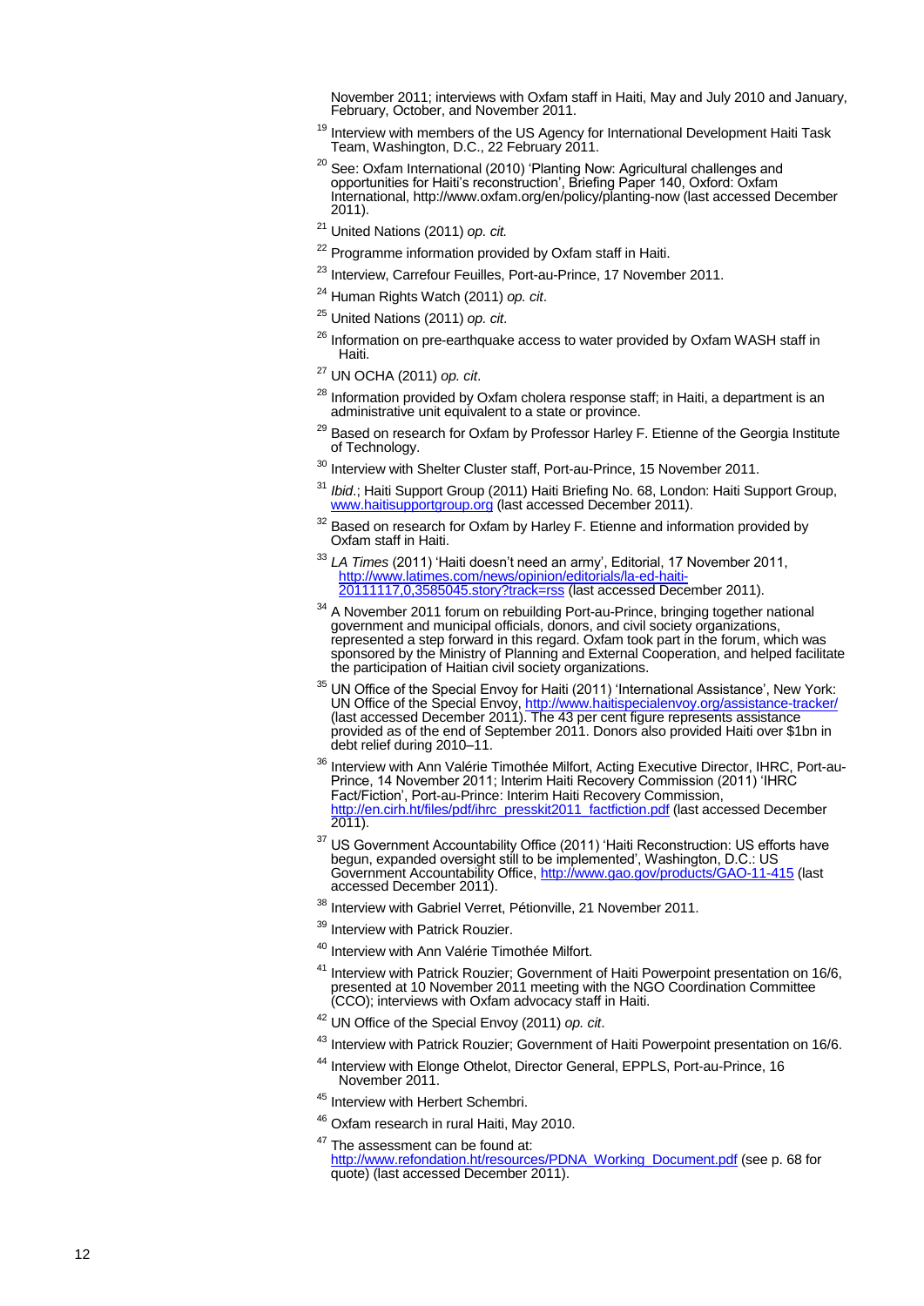November 2011; interviews with Oxfam staff in Haiti, May and July 2010 and January, February, October, and November 2011.

[19] Interview with members of the US Agency for International Development Haiti Task Team, Washington, D.C., 22 February 2011.

[20] See: Oxfam International (2010) 'Planting Now: Agricultural challenges and opportunities for Haiti's reconstruction', Briefing Paper 140, Oxford: Oxfam International, http://www.oxfam.org/en/policy/planting-now (last accessed December 2011).

[21] United Nations (2011) *op. cit.*

[22] Programme information provided by Oxfam staff in Haiti.

[23] Interview, Carrefour Feuilles, Port-au-Prince, 17 November 2011.

[24] Human Rights Watch (2011) *op. cit*.

[25] United Nations (2011) *op. cit*.

[26] Information on pre-earthquake access to water provided by Oxfam WASH staff in Haiti.

[27] UN OCHA (2011) *op. cit*.

[28] Information provided by Oxfam cholera response staff; in Haiti, a department is an administrative unit equivalent to a state or province.

[29] Based on research for Oxfam by Professor Harley F. Etienne of the Georgia Institute of Technology.

[30] Interview with Shelter Cluster staff, Port-au-Prince, 15 November 2011.

[31] *Ibid*.; Haiti Support Group (2011) Haiti Briefing No. 68, London: Haiti Support Group, www.haitisupportgroup.org (last accessed December 2011).

[32] Based on research for Oxfam by Harley F. Etienne and information provided by Oxfam staff in Haiti.

[33] *LA Times* (2011) 'Haiti doesn't need an army', Editorial, 17 November 2011, http://www.latimes.com/news/opinion/editorials/la-ed-haiti-20111117,0,3585045.story?track=rss (last accessed December 2011).

[34] A November 2011 forum on rebuilding Port-au-Prince, bringing together national government and municipal officials, donors, and civil society organizations, represented a step forward in this regard. Oxfam took part in the forum, which was sponsored by the Ministry of Planning and External Cooperation, and helped facilitate the participation of Haitian civil society organizations.

[35] UN Office of the Special Envoy for Haiti (2011) 'International Assistance', New York: UN Office of the Special Envoy, http://www.haitispecialenvoy.org/assistance-tracker/ (last accessed December 2011). The 43 per cent figure represents assistance provided as of the end of September 2011. Donors also provided Haiti over $1bn in debt relief during 2010–11.

[36] Interview with Ann Valérie Timothée Milfort, Acting Executive Director, IHRC, Port-au-Prince, 14 November 2011; Interim Haiti Recovery Commission (2011) 'IHRC Fact/Fiction', Port-au-Prince: Interim Haiti Recovery Commission, http://en.cirh.ht/files/pdf/ihrc_presskit2011_factfiction.pdf (last accessed December 2011).

[37] US Government Accountability Office (2011) 'Haiti Reconstruction: US efforts have begun, expanded oversight still to be implemented', Washington, D.C.: US Government Accountability Office, http://www.gao.gov/products/GAO-11-415 (last accessed December 2011).

[38] Interview with Gabriel Verret, Pétionville, 21 November 2011.

[39] Interview with Patrick Rouzier.

[40] Interview with Ann Valérie Timothée Milfort.

[41] Interview with Patrick Rouzier; Government of Haiti Powerpoint presentation on 16/6, presented at 10 November 2011 meeting with the NGO Coordination Committee (CCO); interviews with Oxfam advocacy staff in Haiti.

[42] UN Office of the Special Envoy (2011) *op. cit*.

[43] Interview with Patrick Rouzier; Government of Haiti Powerpoint presentation on 16/6.

[44] Interview with Elonge Othelot, Director General, EPPLS, Port-au-Prince, 16 November 2011.

[45] Interview with Herbert Schembri.

[46] Oxfam research in rural Haiti, May 2010.

[47] The assessment can be found at: http://www.refondation.ht/resources/PDNA_Working_Document.pdf (see p. 68 for quote) (last accessed December 2011).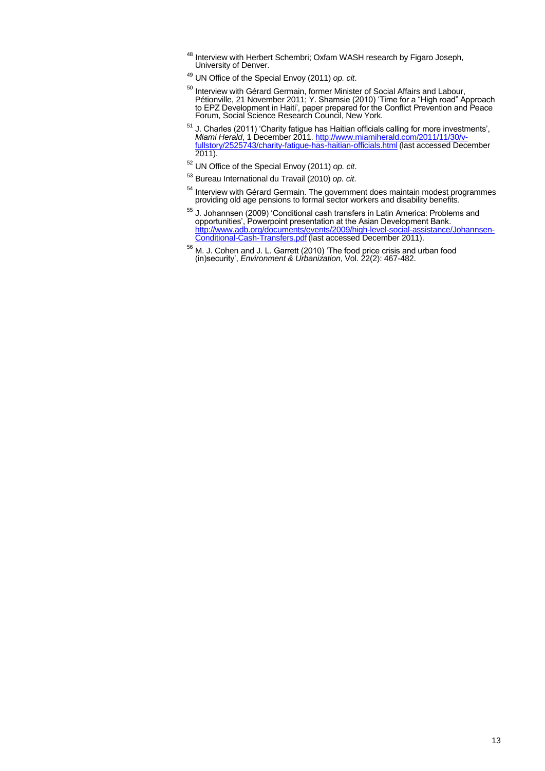[48] Interview with Herbert Schembri; Oxfam WASH research by Figaro Joseph, University of Denver.

[49] UN Office of the Special Envoy (2011) *op. cit*.

[50] Interview with Gérard Germain, former Minister of Social Affairs and Labour, Pétionville, 21 November 2011; Y. Shamsie (2010) 'Time for a "High road" Approach to EPZ Development in Haiti', paper prepared for the Conflict Prevention and Peace Forum, Social Science Research Council, New York.

[51] J. Charles (2011) 'Charity fatigue has Haitian officials calling for more investments', *Miami Herald*, 1 December 2011. http://www.miamiherald.com/2011/11/30/v-fullstory/2525743/charity-fatigue-has-haitian-officials.html (last accessed December 2011).

[52] UN Office of the Special Envoy (2011) *op. cit*.

[53] Bureau International du Travail (2010) *op. cit*.

[54] Interview with Gérard Germain. The government does maintain modest programmes providing old age pensions to formal sector workers and disability benefits.

[55] J. Johannsen (2009) 'Conditional cash transfers in Latin America: Problems and opportunities', Powerpoint presentation at the Asian Development Bank. http://www.adb.org/documents/events/2009/high-level-social-assistance/Johannsen-Conditional-Cash-Transfers.pdf (last accessed December 2011).

[56] M. J. Cohen and J. L. Garrett (2010) 'The food price crisis and urban food (in)security', *Environment & Urbanization*, Vol. 22(2): 467-482.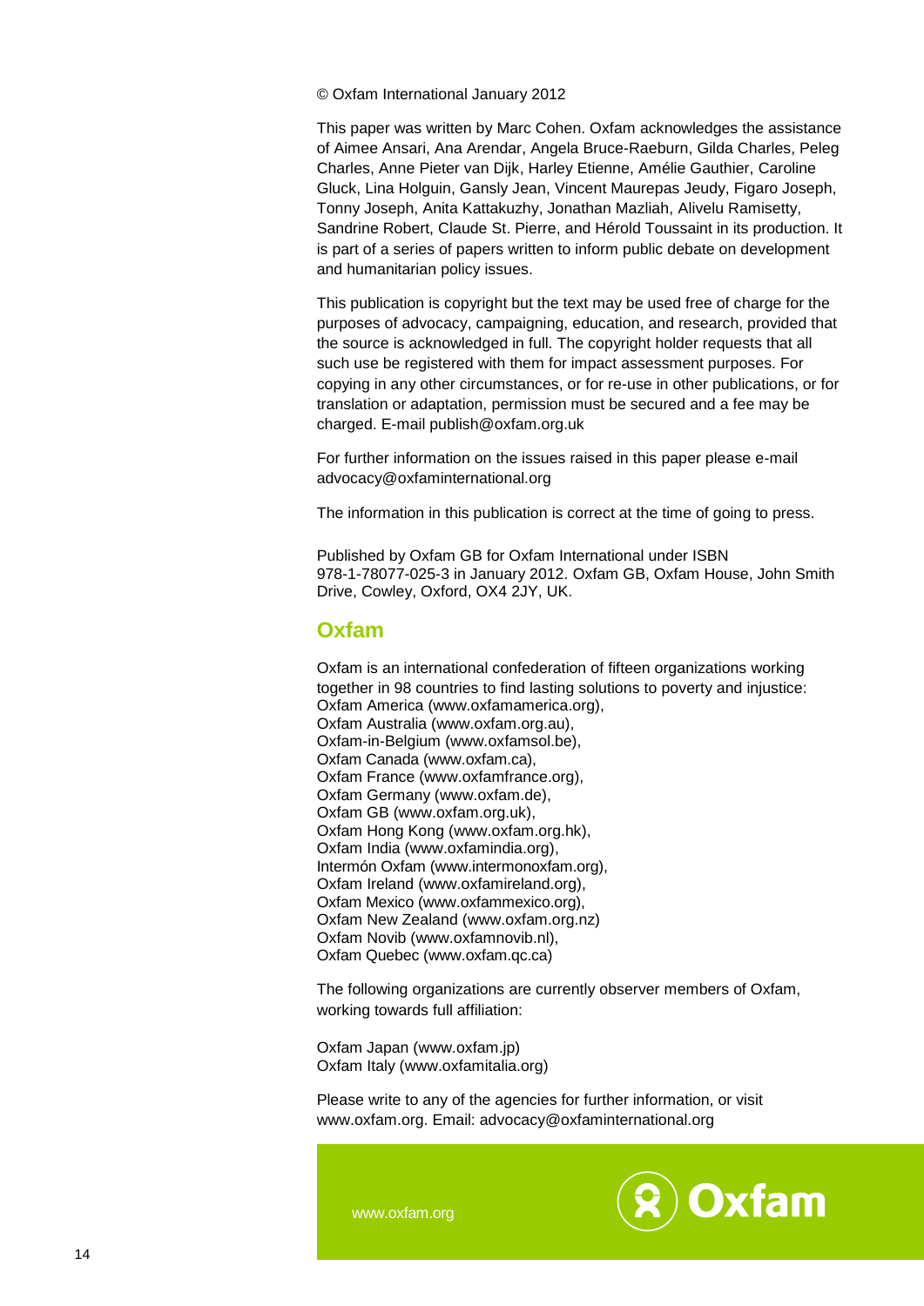© Oxfam International January 2012

This paper was written by Marc Cohen. Oxfam acknowledges the assistance of Aimee Ansari, Ana Arendar, Angela Bruce-Raeburn, Gilda Charles, Peleg Charles, Anne Pieter van Dijk, Harley Etienne, Amélie Gauthier, Caroline Gluck, Lina Holguin, Gansly Jean, Vincent Maurepas Jeudy, Figaro Joseph, Tonny Joseph, Anita Kattakuzhy, Jonathan Mazliah, Alivelu Ramisetty, Sandrine Robert, Claude St. Pierre, and Hérold Toussaint in its production. It is part of a series of papers written to inform public debate on development and humanitarian policy issues.

This publication is copyright but the text may be used free of charge for the purposes of advocacy, campaigning, education, and research, provided that the source is acknowledged in full. The copyright holder requests that all such use be registered with them for impact assessment purposes. For copying in any other circumstances, or for re-use in other publications, or for translation or adaptation, permission must be secured and a fee may be charged. E-mail publish@oxfam.org.uk

For further information on the issues raised in this paper please e-mail advocacy@oxfaminternational.org

The information in this publication is correct at the time of going to press.

Published by Oxfam GB for Oxfam International under ISBN 978-1-78077-025-3 in January 2012. Oxfam GB, Oxfam House, John Smith Drive, Cowley, Oxford, OX4 2JY, UK.

## Oxfam

Oxfam is an international confederation of fifteen organizations working together in 98 countries to find lasting solutions to poverty and injustice:
Oxfam America (www.oxfamamerica.org),
Oxfam Australia (www.oxfam.org.au),
Oxfam-in-Belgium (www.oxfamsol.be),
Oxfam Canada (www.oxfam.ca),
Oxfam France (www.oxfamfrance.org),
Oxfam Germany (www.oxfam.de),
Oxfam GB (www.oxfam.org.uk),
Oxfam Hong Kong (www.oxfam.org.hk),
Oxfam India (www.oxfamindia.org),
Intermón Oxfam (www.intermonoxfam.org),
Oxfam Ireland (www.oxfamireland.org),
Oxfam Mexico (www.oxfammexico.org),
Oxfam New Zealand (www.oxfam.org.nz)
Oxfam Novib (www.oxfamnovib.nl),
Oxfam Quebec (www.oxfam.qc.ca)

The following organizations are currently observer members of Oxfam, working towards full affiliation:

Oxfam Japan (www.oxfam.jp)
Oxfam Italy (www.oxfamitalia.org)

Please write to any of the agencies for further information, or visit www.oxfam.org. Email: advocacy@oxfaminternational.org

www.oxfam.org

Oxfam